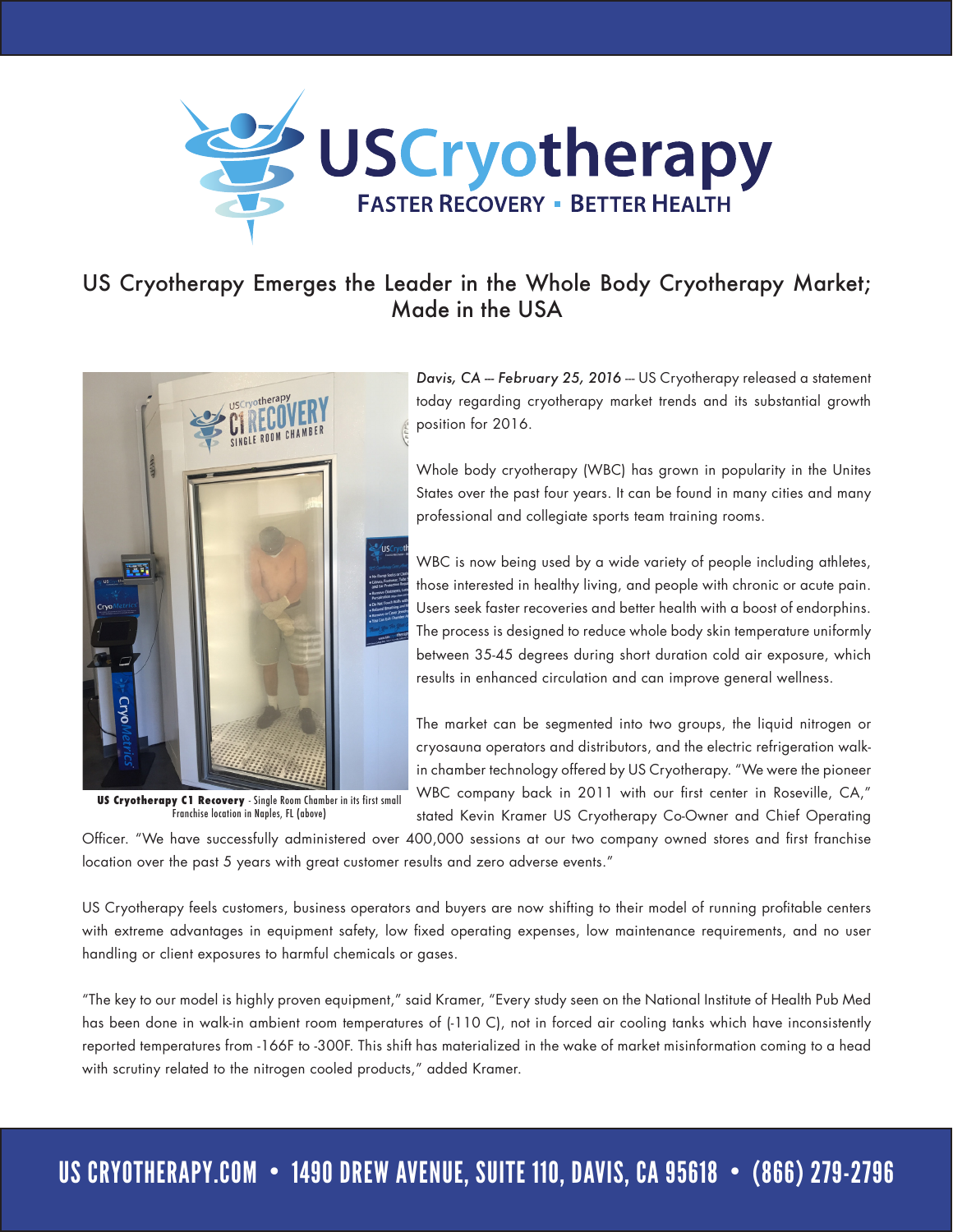# USCryotherapy

**FASTER RECOVERY ▪ BETTER HEALTH**

## US Cryotherapy Emerges the Leader in the Whole Body Cryotherapy Market; Made in the USA

**US Cryotherapy C1 Recovery** - Single Room Chamber in its first small Franchise location in Naples, FL (above)

*Davis, CA — February 25, 2016* — US Cryotherapy released a statement today regarding cryotherapy market trends and its substantial growth position for 2016.

Whole body cryotherapy (WBC) has grown in popularity in the Unites States over the past four years. It can be found in many cities and many professional and collegiate sports team training rooms.

WBC is now being used by a wide variety of people including athletes, those interested in healthy living, and people with chronic or acute pain. Users seek faster recoveries and better health with a boost of endorphins. The process is designed to reduce whole body skin temperature uniformly between 35-45 degrees during short duration cold air exposure, which results in enhanced circulation and can improve general wellness.

The market can be segmented into two groups, the liquid nitrogen or cryosauna operators and distributors, and the electric refrigeration walk-in chamber technology offered by US Cryotherapy. "We were the pioneer WBC company back in 2011 with our first center in Roseville, CA," stated Kevin Kramer US Cryotherapy Co-Owner and Chief Operating Officer. "We have successfully administered over 400,000 sessions at our two company owned stores and first franchise location over the past 5 years with great customer results and zero adverse events."

US Cryotherapy feels customers, business operators and buyers are now shifting to their model of running profitable centers with extreme advantages in equipment safety, low fixed operating expenses, low maintenance requirements, and no user handling or client exposures to harmful chemicals or gases.

"The key to our model is highly proven equipment," said Kramer, "Every study seen on the National Institute of Health Pub Med has been done in walk-in ambient room temperatures of (-110 C), not in forced air cooling tanks which have inconsistently reported temperatures from -166F to -300F. This shift has materialized in the wake of market misinformation coming to a head with scrutiny related to the nitrogen cooled products," added Kramer.

US CRYOTHERAPY.COM • 1490 DREW AVENUE, SUITE 110, DAVIS, CA 95618 • (866) 279-2796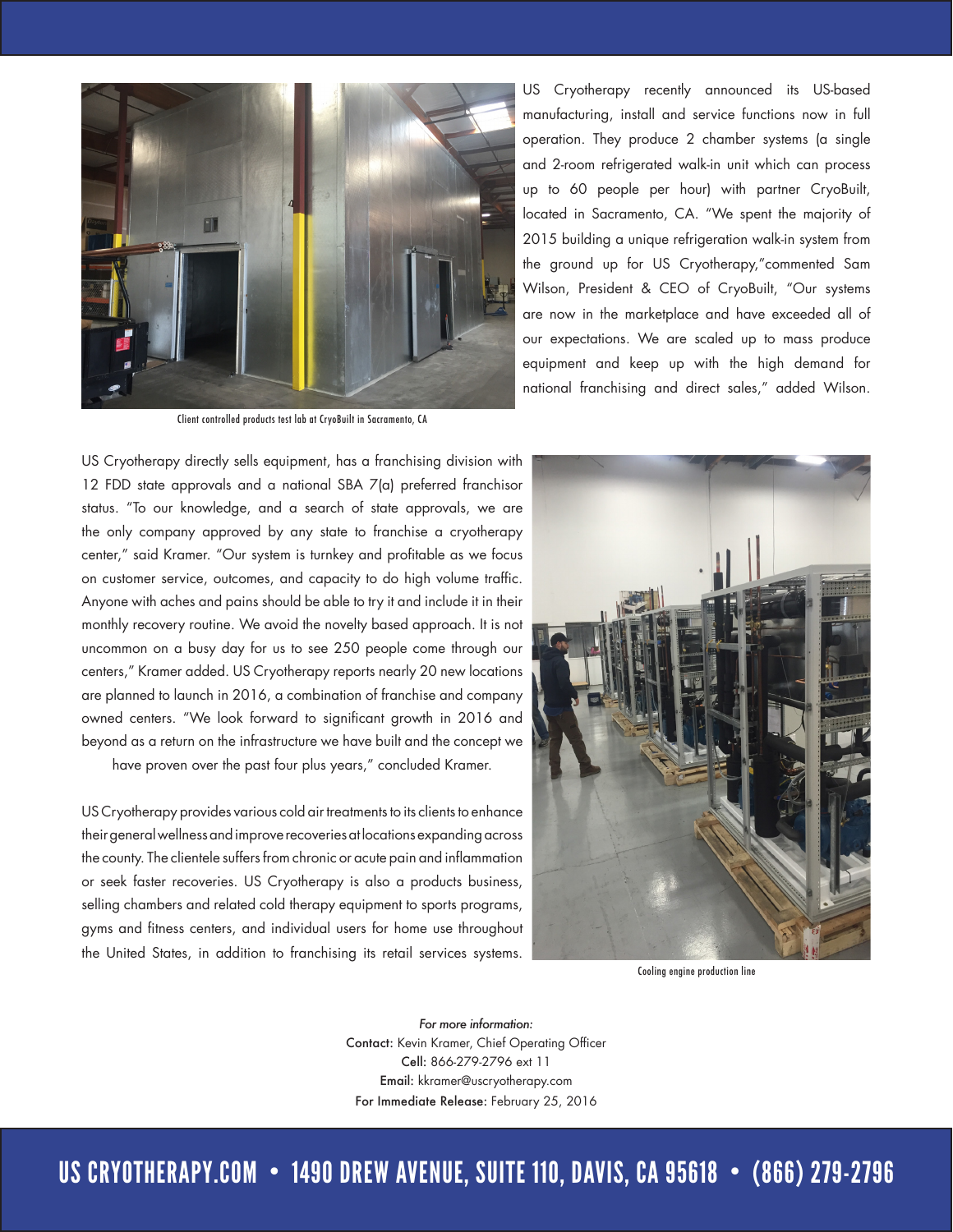US Cryotherapy recently announced its US-based manufacturing, install and service functions now in full operation. They produce 2 chamber systems (a single and 2-room refrigerated walk-in unit which can process up to 60 people per hour) with partner CryoBuilt, located in Sacramento, CA. "We spent the majority of 2015 building a unique refrigeration walk-in system from the ground up for US Cryotherapy,"commented Sam Wilson, President & CEO of CryoBuilt, "Our systems are now in the marketplace and have exceeded all of our expectations. We are scaled up to mass produce equipment and keep up with the high demand for national franchising and direct sales," added Wilson.

Client controlled products test lab at CryoBuilt in Sacramento, CA

US Cryotherapy directly sells equipment, has a franchising division with 12 FDD state approvals and a national SBA 7(a) preferred franchisor status. "To our knowledge, and a search of state approvals, we are the only company approved by any state to franchise a cryotherapy center," said Kramer. "Our system is turnkey and profitable as we focus on customer service, outcomes, and capacity to do high volume traffic. Anyone with aches and pains should be able to try it and include it in their monthly recovery routine. We avoid the novelty based approach. It is not uncommon on a busy day for us to see 250 people come through our centers," Kramer added. US Cryotherapy reports nearly 20 new locations are planned to launch in 2016, a combination of franchise and company owned centers. "We look forward to significant growth in 2016 and beyond as a return on the infrastructure we have built and the concept we have proven over the past four plus years," concluded Kramer.

US Cryotherapy provides various cold air treatments to its clients to enhance their general wellness and improve recoveries at locations expanding across the county. The clientele suffers from chronic or acute pain and inflammation or seek faster recoveries. US Cryotherapy is also a products business, selling chambers and related cold therapy equipment to sports programs, gyms and fitness centers, and individual users for home use throughout the United States, in addition to franchising its retail services systems.

Cooling engine production line

*For more information:*

**Contact:** Kevin Kramer, Chief Operating Officer
**Cell:** 866-279-2796 ext 11
**Email:** kkramer@uscryotherapy.com
**For Immediate Release:** February 25, 2016

US CRYOTHERAPY.COM • 1490 DREW AVENUE, SUITE 110, DAVIS, CA 95618 • (866) 279-2796